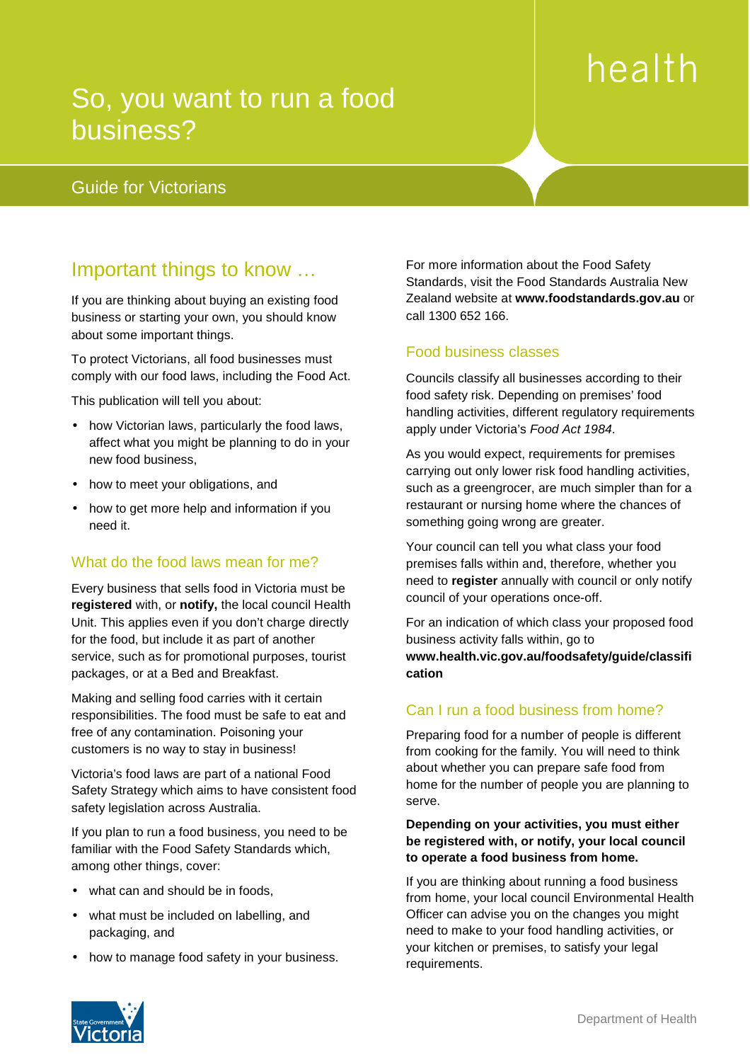health

# So, you want to run a food business?

Guide for Victorians

## Important things to know …

If you are thinking about buying an existing food business or starting your own, you should know about some important things.

To protect Victorians, all food businesses must comply with our food laws, including the Food Act.

This publication will tell you about:

- how Victorian laws, particularly the food laws, affect what you might be planning to do in your new food business,
- how to meet your obligations, and
- how to get more help and information if you need it.

### What do the food laws mean for me?

Every business that sells food in Victoria must be **registered** with, or **notify,** the local council Health Unit. This applies even if you don't charge directly for the food, but include it as part of another service, such as for promotional purposes, tourist packages, or at a Bed and Breakfast.

Making and selling food carries with it certain responsibilities. The food must be safe to eat and free of any contamination. Poisoning your customers is no way to stay in business!

Victoria's food laws are part of a national Food Safety Strategy which aims to have consistent food safety legislation across Australia.

If you plan to run a food business, you need to be familiar with the Food Safety Standards which, among other things, cover:

- what can and should be in foods,
- what must be included on labelling, and packaging, and
- how to manage food safety in your business.

For more information about the Food Safety Standards, visit the Food Standards Australia New Zealand website at **www.foodstandards.gov.au** or call 1300 652 166.

### Food business classes

Councils classify all businesses according to their food safety risk. Depending on premises' food handling activities, different regulatory requirements apply under Victoria's *Food Act 1984*.

As you would expect, requirements for premises carrying out only lower risk food handling activities, such as a greengrocer, are much simpler than for a restaurant or nursing home where the chances of something going wrong are greater.

Your council can tell you what class your food premises falls within and, therefore, whether you need to **register** annually with council or only notify council of your operations once-off.

For an indication of which class your proposed food business activity falls within, go to **www.health.vic.gov.au/foodsafety/guide/classification**

### Can I run a food business from home?

Preparing food for a number of people is different from cooking for the family. You will need to think about whether you can prepare safe food from home for the number of people you are planning to serve.

**Depending on your activities, you must either be registered with, or notify, your local council to operate a food business from home.**

If you are thinking about running a food business from home, your local council Environmental Health Officer can advise you on the changes you might need to make to your food handling activities, or your kitchen or premises, to satisfy your legal requirements.

State Government Victoria

Department of Health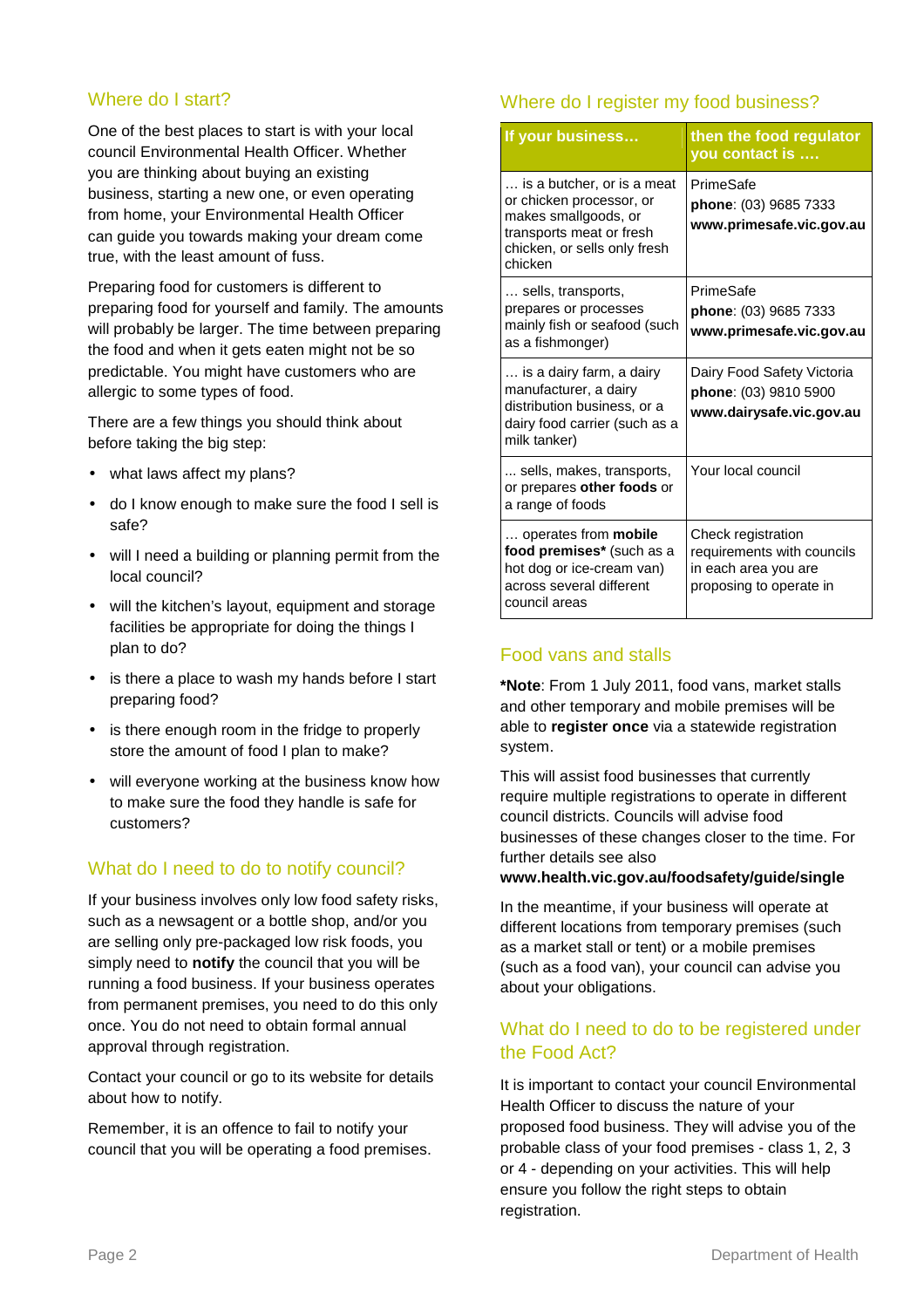## Where do I start?

One of the best places to start is with your local council Environmental Health Officer. Whether you are thinking about buying an existing business, starting a new one, or even operating from home, your Environmental Health Officer can guide you towards making your dream come true, with the least amount of fuss.

Preparing food for customers is different to preparing food for yourself and family. The amounts will probably be larger. The time between preparing the food and when it gets eaten might not be so predictable. You might have customers who are allergic to some types of food.

There are a few things you should think about before taking the big step:

- what laws affect my plans?
- do I know enough to make sure the food I sell is safe?
- will I need a building or planning permit from the local council?
- will the kitchen's layout, equipment and storage facilities be appropriate for doing the things I plan to do?
- is there a place to wash my hands before I start preparing food?
- is there enough room in the fridge to properly store the amount of food I plan to make?
- will everyone working at the business know how to make sure the food they handle is safe for customers?

## What do I need to do to notify council?

If your business involves only low food safety risks, such as a newsagent or a bottle shop, and/or you are selling only pre-packaged low risk foods, you simply need to **notify** the council that you will be running a food business. If your business operates from permanent premises, you need to do this only once. You do not need to obtain formal annual approval through registration.

Contact your council or go to its website for details about how to notify.

Remember, it is an offence to fail to notify your council that you will be operating a food premises.

## Where do I register my food business?

| If your business… | then the food regulator you contact is …. |
|---|---|
| … is a butcher, or is a meat or chicken processor, or makes smallgoods, or transports meat or fresh chicken, or sells only fresh chicken | PrimeSafe<br>**phone**: (03) 9685 7333<br>**www.primesafe.vic.gov.au** |
| … sells, transports, prepares or processes mainly fish or seafood (such as a fishmonger) | PrimeSafe<br>**phone**: (03) 9685 7333<br>**www.primesafe.vic.gov.au** |
| … is a dairy farm, a dairy manufacturer, a dairy distribution business, or a dairy food carrier (such as a milk tanker) | Dairy Food Safety Victoria<br>**phone**: (03) 9810 5900<br>**www.dairysafe.vic.gov.au** |
| ... sells, makes, transports, or prepares **other foods** or a range of foods | Your local council |
| … operates from **mobile food premises*** (such as a hot dog or ice-cream van) across several different council areas | Check registration requirements with councils in each area you are proposing to operate in |

## Food vans and stalls

***Note**: From 1 July 2011, food vans, market stalls and other temporary and mobile premises will be able to **register once** via a statewide registration system.

This will assist food businesses that currently require multiple registrations to operate in different council districts. Councils will advise food businesses of these changes closer to the time. For further details see also **www.health.vic.gov.au/foodsafety/guide/single**

In the meantime, if your business will operate at different locations from temporary premises (such as a market stall or tent) or a mobile premises (such as a food van), your council can advise you about your obligations.

## What do I need to do to be registered under the Food Act?

It is important to contact your council Environmental Health Officer to discuss the nature of your proposed food business. They will advise you of the probable class of your food premises - class 1, 2, 3 or 4 - depending on your activities. This will help ensure you follow the right steps to obtain registration.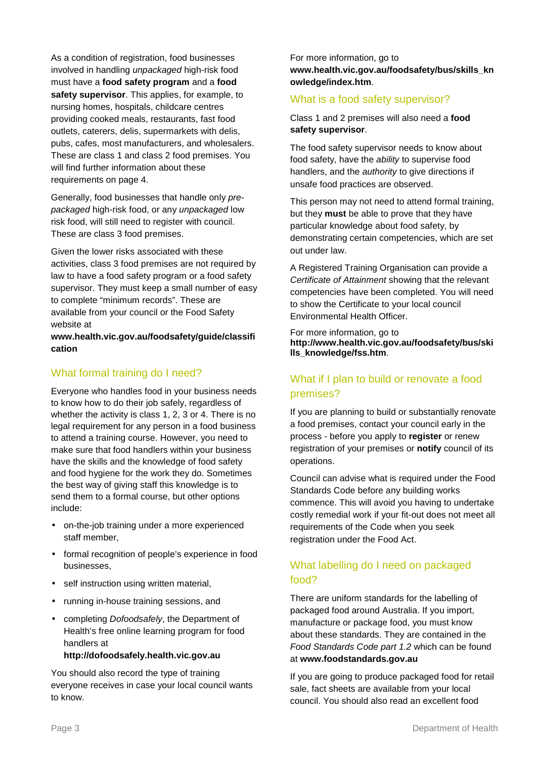As a condition of registration, food businesses involved in handling *unpackaged* high-risk food must have a **food safety program** and a **food safety supervisor**. This applies, for example, to nursing homes, hospitals, childcare centres providing cooked meals, restaurants, fast food outlets, caterers, delis, supermarkets with delis, pubs, cafes, most manufacturers, and wholesalers. These are class 1 and class 2 food premises. You will find further information about these requirements on page 4.

Generally, food businesses that handle only *pre-packaged* high-risk food, or any *unpackaged* low risk food, will still need to register with council. These are class 3 food premises.

Given the lower risks associated with these activities, class 3 food premises are not required by law to have a food safety program or a food safety supervisor. They must keep a small number of easy to complete "minimum records". These are available from your council or the Food Safety website at **www.health.vic.gov.au/foodsafety/guide/classification**

## What formal training do I need?

Everyone who handles food in your business needs to know how to do their job safely, regardless of whether the activity is class 1, 2, 3 or 4. There is no legal requirement for any person in a food business to attend a training course. However, you need to make sure that food handlers within your business have the skills and the knowledge of food safety and food hygiene for the work they do. Sometimes the best way of giving staff this knowledge is to send them to a formal course, but other options include:

- on-the-job training under a more experienced staff member,
- formal recognition of people's experience in food businesses,
- self instruction using written material,
- running in-house training sessions, and
- completing *Dofoodsafely*, the Department of Health's free online learning program for food handlers at **http://dofoodsafely.health.vic.gov.au**

You should also record the type of training everyone receives in case your local council wants to know.

For more information, go to **www.health.vic.gov.au/foodsafety/bus/skills_knowledge/index.htm**.

## What is a food safety supervisor?

Class 1 and 2 premises will also need a **food safety supervisor**.

The food safety supervisor needs to know about food safety, have the *ability* to supervise food handlers, and the *authority* to give directions if unsafe food practices are observed.

This person may not need to attend formal training, but they **must** be able to prove that they have particular knowledge about food safety, by demonstrating certain competencies, which are set out under law.

A Registered Training Organisation can provide a *Certificate of Attainment* showing that the relevant competencies have been completed. You will need to show the Certificate to your local council Environmental Health Officer.

For more information, go to **http://www.health.vic.gov.au/foodsafety/bus/skills_knowledge/fss.htm**.

## What if I plan to build or renovate a food premises?

If you are planning to build or substantially renovate a food premises, contact your council early in the process - before you apply to **register** or renew registration of your premises or **notify** council of its operations.

Council can advise what is required under the Food Standards Code before any building works commence. This will avoid you having to undertake costly remedial work if your fit-out does not meet all requirements of the Code when you seek registration under the Food Act.

## What labelling do I need on packaged food?

There are uniform standards for the labelling of packaged food around Australia. If you import, manufacture or package food, you must know about these standards. They are contained in the *Food Standards Code part 1.2* which can be found at **www.foodstandards.gov.au**

If you are going to produce packaged food for retail sale, fact sheets are available from your local council. You should also read an excellent food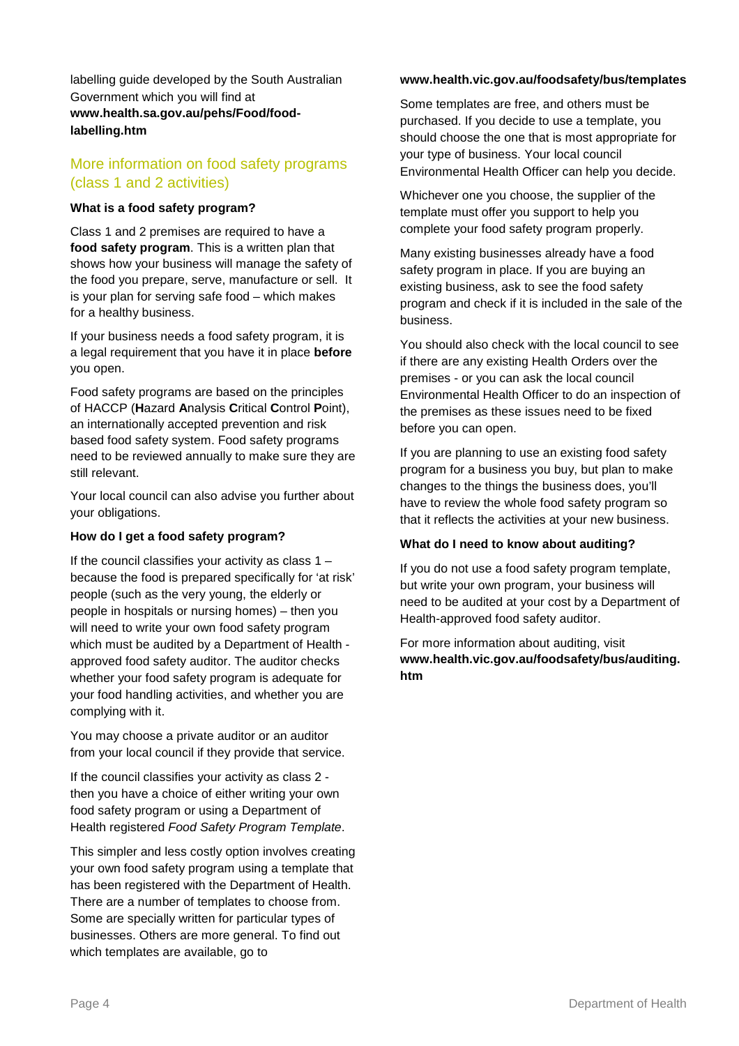labelling guide developed by the South Australian Government which you will find at **www.health.sa.gov.au/pehs/Food/food-labelling.htm**

## More information on food safety programs (class 1 and 2 activities)

**What is a food safety program?**

Class 1 and 2 premises are required to have a **food safety program**. This is a written plan that shows how your business will manage the safety of the food you prepare, serve, manufacture or sell. It is your plan for serving safe food – which makes for a healthy business.

If your business needs a food safety program, it is a legal requirement that you have it in place **before** you open.

Food safety programs are based on the principles of HACCP (**H**azard **A**nalysis **C**ritical **C**ontrol **P**oint), an internationally accepted prevention and risk based food safety system. Food safety programs need to be reviewed annually to make sure they are still relevant.

Your local council can also advise you further about your obligations.

**How do I get a food safety program?**

If the council classifies your activity as class 1 – because the food is prepared specifically for 'at risk' people (such as the very young, the elderly or people in hospitals or nursing homes) – then you will need to write your own food safety program which must be audited by a Department of Health - approved food safety auditor. The auditor checks whether your food safety program is adequate for your food handling activities, and whether you are complying with it.

You may choose a private auditor or an auditor from your local council if they provide that service.

If the council classifies your activity as class 2 - then you have a choice of either writing your own food safety program or using a Department of Health registered *Food Safety Program Template*.

This simpler and less costly option involves creating your own food safety program using a template that has been registered with the Department of Health. There are a number of templates to choose from. Some are specially written for particular types of businesses. Others are more general. To find out which templates are available, go to **www.health.vic.gov.au/foodsafety/bus/templates**

Some templates are free, and others must be purchased. If you decide to use a template, you should choose the one that is most appropriate for your type of business. Your local council Environmental Health Officer can help you decide.

Whichever one you choose, the supplier of the template must offer you support to help you complete your food safety program properly.

Many existing businesses already have a food safety program in place. If you are buying an existing business, ask to see the food safety program and check if it is included in the sale of the business.

You should also check with the local council to see if there are any existing Health Orders over the premises - or you can ask the local council Environmental Health Officer to do an inspection of the premises as these issues need to be fixed before you can open.

If you are planning to use an existing food safety program for a business you buy, but plan to make changes to the things the business does, you'll have to review the whole food safety program so that it reflects the activities at your new business.

**What do I need to know about auditing?**

If you do not use a food safety program template, but write your own program, your business will need to be audited at your cost by a Department of Health-approved food safety auditor.

For more information about auditing, visit **www.health.vic.gov.au/foodsafety/bus/auditing.htm**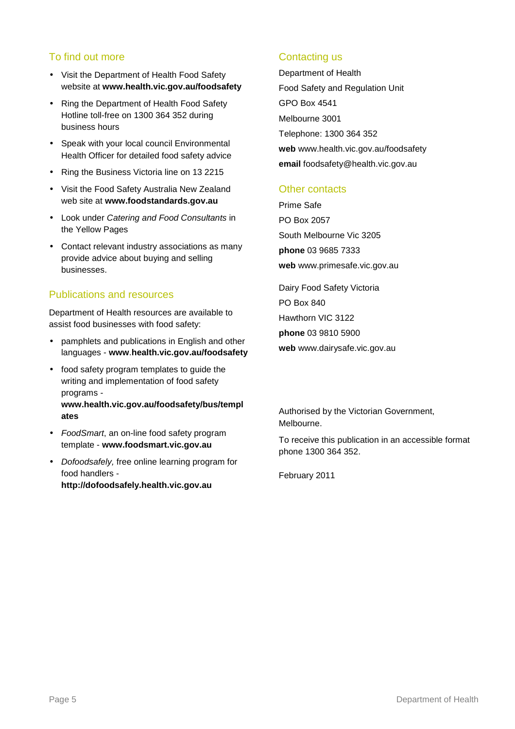## To find out more

- Visit the Department of Health Food Safety website at **www.health.vic.gov.au/foodsafety**
- Ring the Department of Health Food Safety Hotline toll-free on 1300 364 352 during business hours
- Speak with your local council Environmental Health Officer for detailed food safety advice
- Ring the Business Victoria line on 13 2215
- Visit the Food Safety Australia New Zealand web site at **www.foodstandards.gov.au**
- Look under *Catering and Food Consultants* in the Yellow Pages
- Contact relevant industry associations as many provide advice about buying and selling businesses.

## Publications and resources

Department of Health resources are available to assist food businesses with food safety:

- pamphlets and publications in English and other languages - **www.health.vic.gov.au/foodsafety**
- food safety program templates to guide the writing and implementation of food safety programs - **www.health.vic.gov.au/foodsafety/bus/templates**
- *FoodSmart*, an on-line food safety program template - **www.foodsmart.vic.gov.au**
- *Dofoodsafely,* free online learning program for food handlers - **http://dofoodsafely.health.vic.gov.au**

## Contacting us

Department of Health
Food Safety and Regulation Unit
GPO Box 4541
Melbourne 3001
Telephone: 1300 364 352
**web** www.health.vic.gov.au/foodsafety
**email** foodsafety@health.vic.gov.au

## Other contacts

Prime Safe
PO Box 2057
South Melbourne Vic 3205
**phone** 03 9685 7333
**web** www.primesafe.vic.gov.au

Dairy Food Safety Victoria
PO Box 840
Hawthorn VIC 3122
**phone** 03 9810 5900
**web** www.dairysafe.vic.gov.au

Authorised by the Victorian Government, Melbourne.

To receive this publication in an accessible format phone 1300 364 352.

February 2011